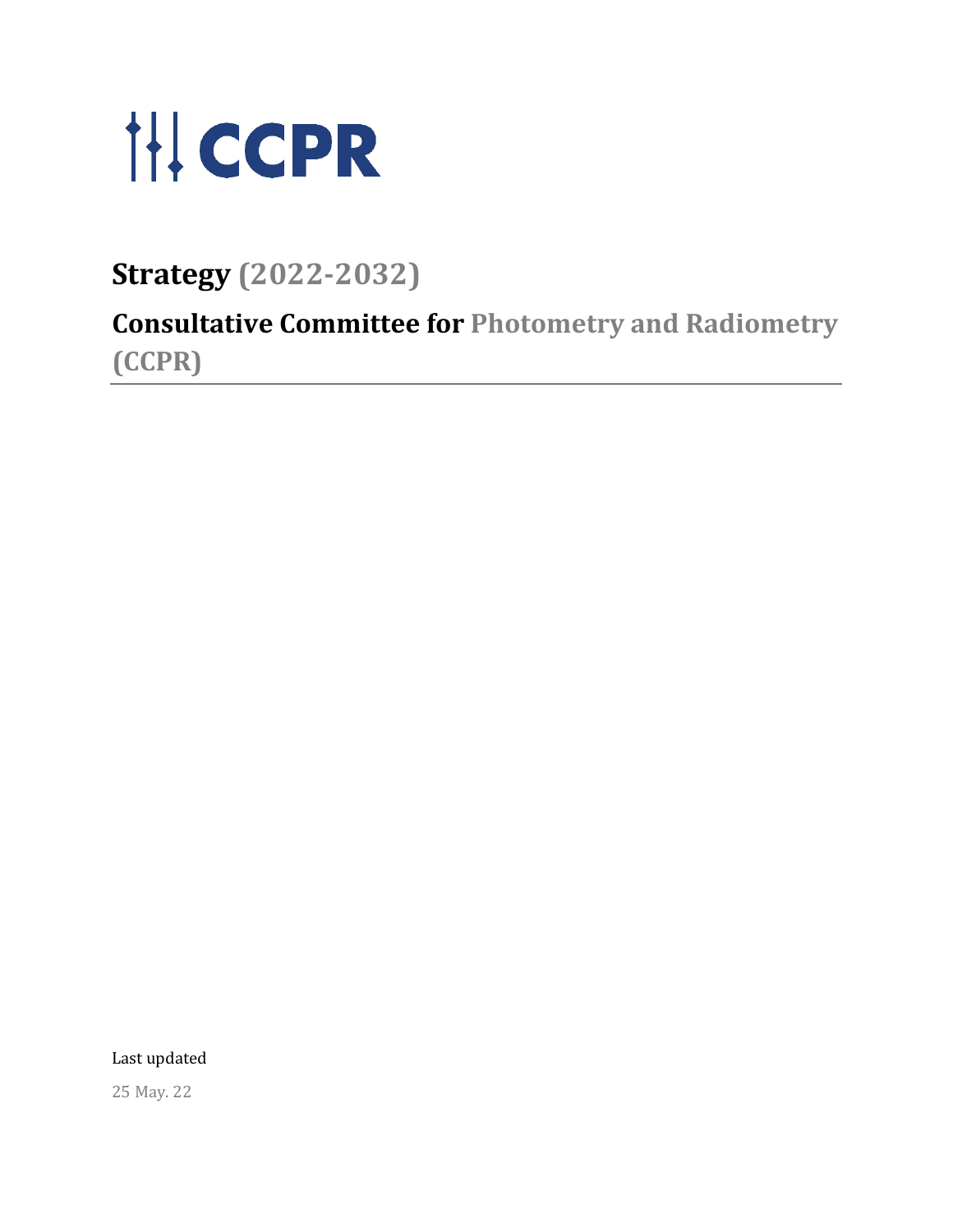# CCPR

# Strategy (2022-2032)

## Consultative Committee for Photometry and Radiometry (CCPR)

Last updated

25 May. 22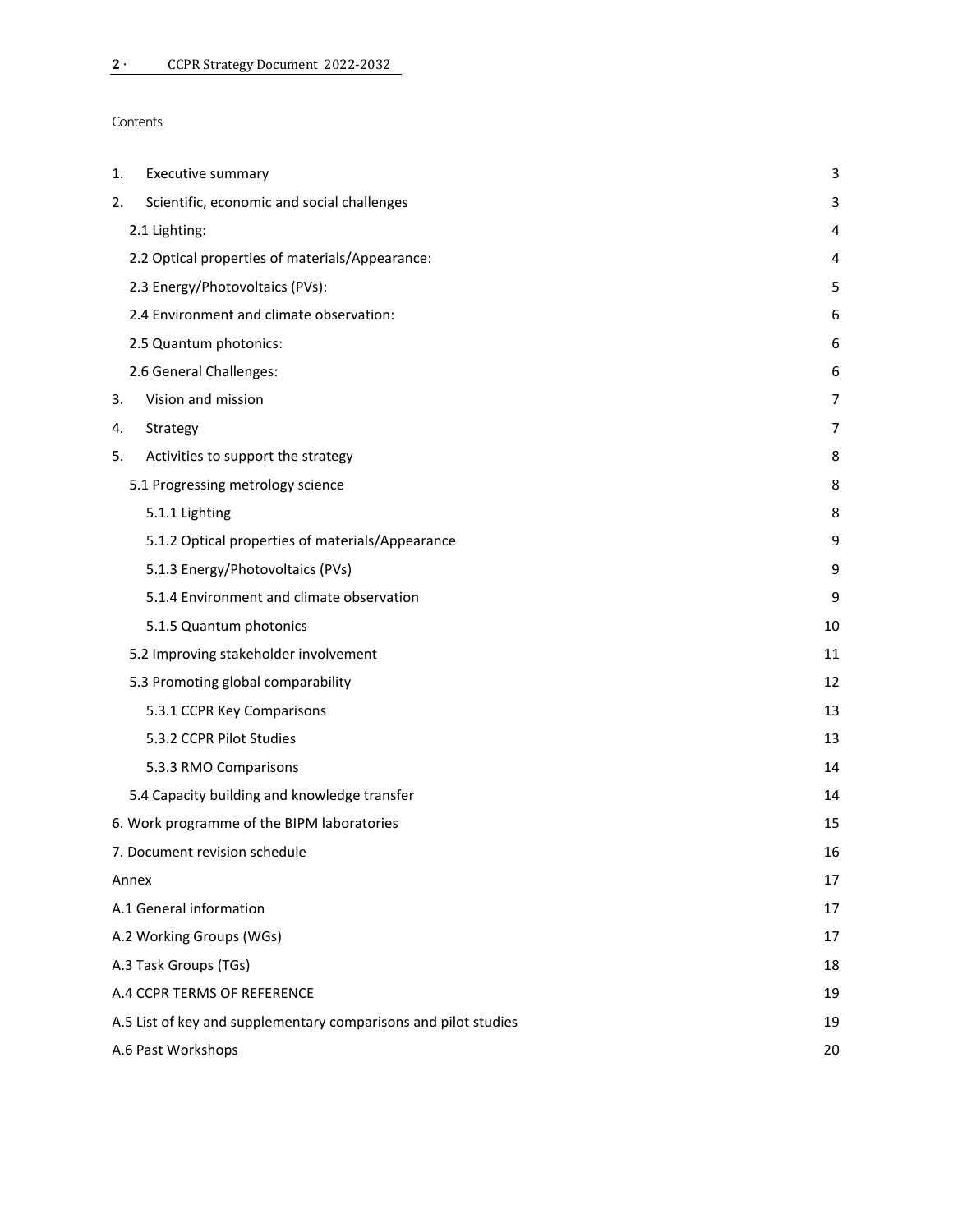Contents

| | |
|---|---|
| 1. Executive summary | 3 |
| 2. Scientific, economic and social challenges | 3 |
| 2.1 Lighting: | 4 |
| 2.2 Optical properties of materials/Appearance: | 4 |
| 2.3 Energy/Photovoltaics (PVs): | 5 |
| 2.4 Environment and climate observation: | 6 |
| 2.5 Quantum photonics: | 6 |
| 2.6 General Challenges: | 6 |
| 3. Vision and mission | 7 |
| 4. Strategy | 7 |
| 5. Activities to support the strategy | 8 |
| 5.1 Progressing metrology science | 8 |
| 5.1.1 Lighting | 8 |
| 5.1.2 Optical properties of materials/Appearance | 9 |
| 5.1.3 Energy/Photovoltaics (PVs) | 9 |
| 5.1.4 Environment and climate observation | 9 |
| 5.1.5 Quantum photonics | 10 |
| 5.2 Improving stakeholder involvement | 11 |
| 5.3 Promoting global comparability | 12 |
| 5.3.1 CCPR Key Comparisons | 13 |
| 5.3.2 CCPR Pilot Studies | 13 |
| 5.3.3 RMO Comparisons | 14 |
| 5.4 Capacity building and knowledge transfer | 14 |
| 6. Work programme of the BIPM laboratories | 15 |
| 7. Document revision schedule | 16 |
| Annex | 17 |
| A.1 General information | 17 |
| A.2 Working Groups (WGs) | 17 |
| A.3 Task Groups (TGs) | 18 |
| A.4 CCPR TERMS OF REFERENCE | 19 |
| A.5 List of key and supplementary comparisons and pilot studies | 19 |
| A.6 Past Workshops | 20 |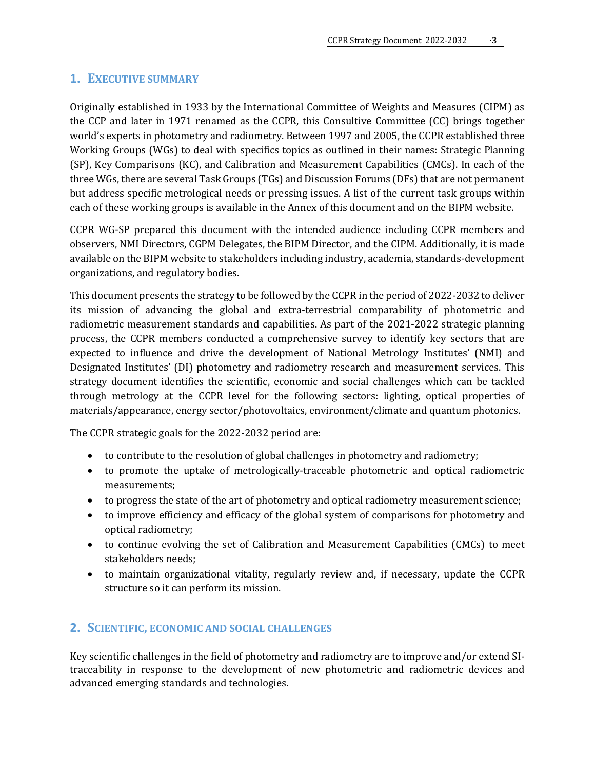## 1. EXECUTIVE SUMMARY

Originally established in 1933 by the International Committee of Weights and Measures (CIPM) as the CCP and later in 1971 renamed as the CCPR, this Consultive Committee (CC) brings together world's experts in photometry and radiometry. Between 1997 and 2005, the CCPR established three Working Groups (WGs) to deal with specifics topics as outlined in their names: Strategic Planning (SP), Key Comparisons (KC), and Calibration and Measurement Capabilities (CMCs). In each of the three WGs, there are several Task Groups (TGs) and Discussion Forums (DFs) that are not permanent but address specific metrological needs or pressing issues. A list of the current task groups within each of these working groups is available in the Annex of this document and on the BIPM website.

CCPR WG-SP prepared this document with the intended audience including CCPR members and observers, NMI Directors, CGPM Delegates, the BIPM Director, and the CIPM. Additionally, it is made available on the BIPM website to stakeholders including industry, academia, standards-development organizations, and regulatory bodies.

This document presents the strategy to be followed by the CCPR in the period of 2022-2032 to deliver its mission of advancing the global and extra-terrestrial comparability of photometric and radiometric measurement standards and capabilities. As part of the 2021-2022 strategic planning process, the CCPR members conducted a comprehensive survey to identify key sectors that are expected to influence and drive the development of National Metrology Institutes' (NMI) and Designated Institutes' (DI) photometry and radiometry research and measurement services. This strategy document identifies the scientific, economic and social challenges which can be tackled through metrology at the CCPR level for the following sectors: lighting, optical properties of materials/appearance, energy sector/photovoltaics, environment/climate and quantum photonics.

The CCPR strategic goals for the 2022-2032 period are:

- to contribute to the resolution of global challenges in photometry and radiometry;
- to promote the uptake of metrologically-traceable photometric and optical radiometric measurements;
- to progress the state of the art of photometry and optical radiometry measurement science;
- to improve efficiency and efficacy of the global system of comparisons for photometry and optical radiometry;
- to continue evolving the set of Calibration and Measurement Capabilities (CMCs) to meet stakeholders needs;
- to maintain organizational vitality, regularly review and, if necessary, update the CCPR structure so it can perform its mission.

## 2. SCIENTIFIC, ECONOMIC AND SOCIAL CHALLENGES

Key scientific challenges in the field of photometry and radiometry are to improve and/or extend SI-traceability in response to the development of new photometric and radiometric devices and advanced emerging standards and technologies.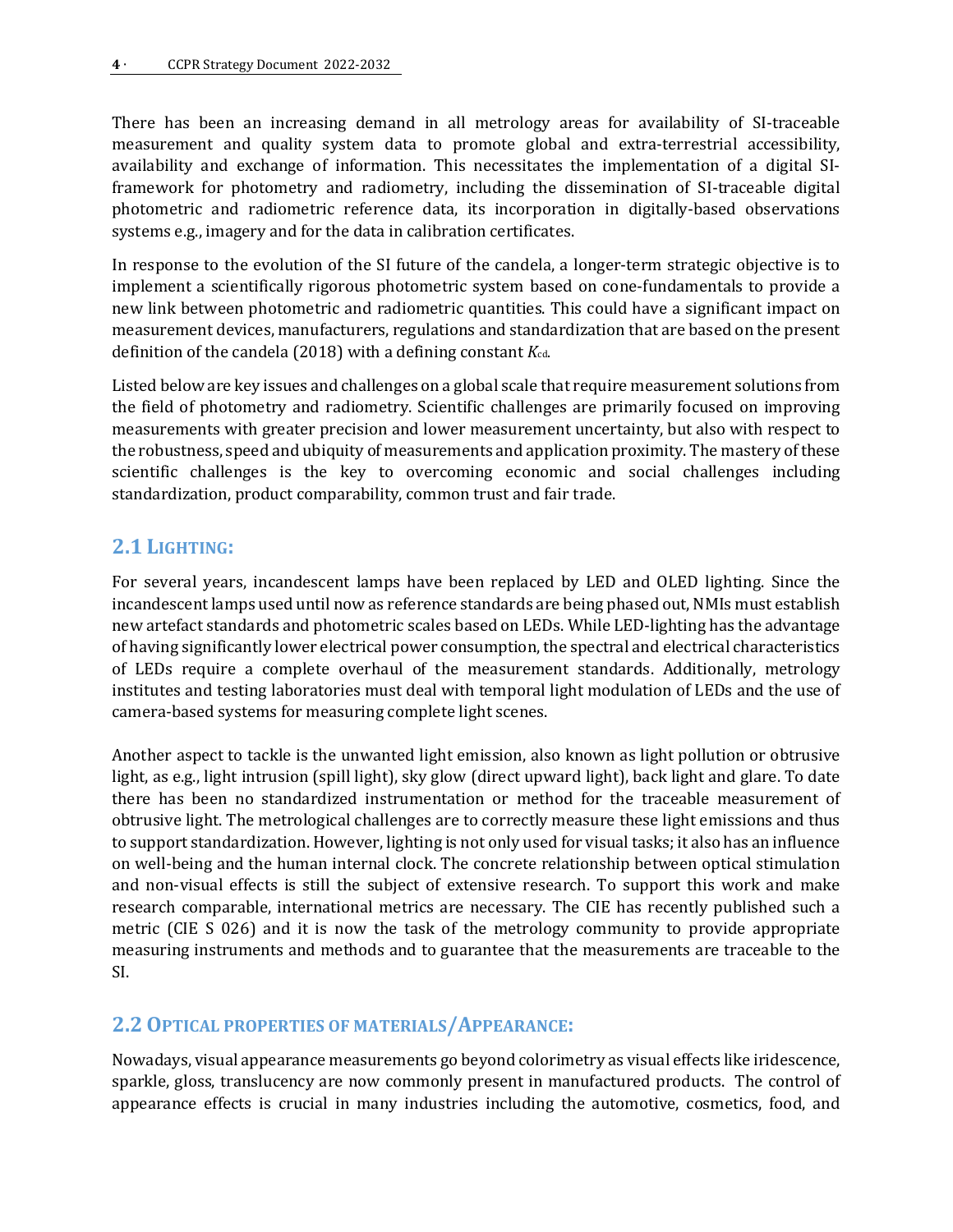There has been an increasing demand in all metrology areas for availability of SI-traceable measurement and quality system data to promote global and extra-terrestrial accessibility, availability and exchange of information. This necessitates the implementation of a digital SI-framework for photometry and radiometry, including the dissemination of SI-traceable digital photometric and radiometric reference data, its incorporation in digitally-based observations systems e.g., imagery and for the data in calibration certificates.

In response to the evolution of the SI future of the candela, a longer-term strategic objective is to implement a scientifically rigorous photometric system based on cone-fundamentals to provide a new link between photometric and radiometric quantities. This could have a significant impact on measurement devices, manufacturers, regulations and standardization that are based on the present definition of the candela (2018) with a defining constant $K_{cd}$.

Listed below are key issues and challenges on a global scale that require measurement solutions from the field of photometry and radiometry. Scientific challenges are primarily focused on improving measurements with greater precision and lower measurement uncertainty, but also with respect to the robustness, speed and ubiquity of measurements and application proximity. The mastery of these scientific challenges is the key to overcoming economic and social challenges including standardization, product comparability, common trust and fair trade.

## 2.1 Lighting:

For several years, incandescent lamps have been replaced by LED and OLED lighting. Since the incandescent lamps used until now as reference standards are being phased out, NMIs must establish new artefact standards and photometric scales based on LEDs. While LED-lighting has the advantage of having significantly lower electrical power consumption, the spectral and electrical characteristics of LEDs require a complete overhaul of the measurement standards. Additionally, metrology institutes and testing laboratories must deal with temporal light modulation of LEDs and the use of camera-based systems for measuring complete light scenes.

Another aspect to tackle is the unwanted light emission, also known as light pollution or obtrusive light, as e.g., light intrusion (spill light), sky glow (direct upward light), back light and glare. To date there has been no standardized instrumentation or method for the traceable measurement of obtrusive light. The metrological challenges are to correctly measure these light emissions and thus to support standardization. However, lighting is not only used for visual tasks; it also has an influence on well-being and the human internal clock. The concrete relationship between optical stimulation and non-visual effects is still the subject of extensive research. To support this work and make research comparable, international metrics are necessary. The CIE has recently published such a metric (CIE S 026) and it is now the task of the metrology community to provide appropriate measuring instruments and methods and to guarantee that the measurements are traceable to the SI.

## 2.2 Optical properties of materials/Appearance:

Nowadays, visual appearance measurements go beyond colorimetry as visual effects like iridescence, sparkle, gloss, translucency are now commonly present in manufactured products. The control of appearance effects is crucial in many industries including the automotive, cosmetics, food, and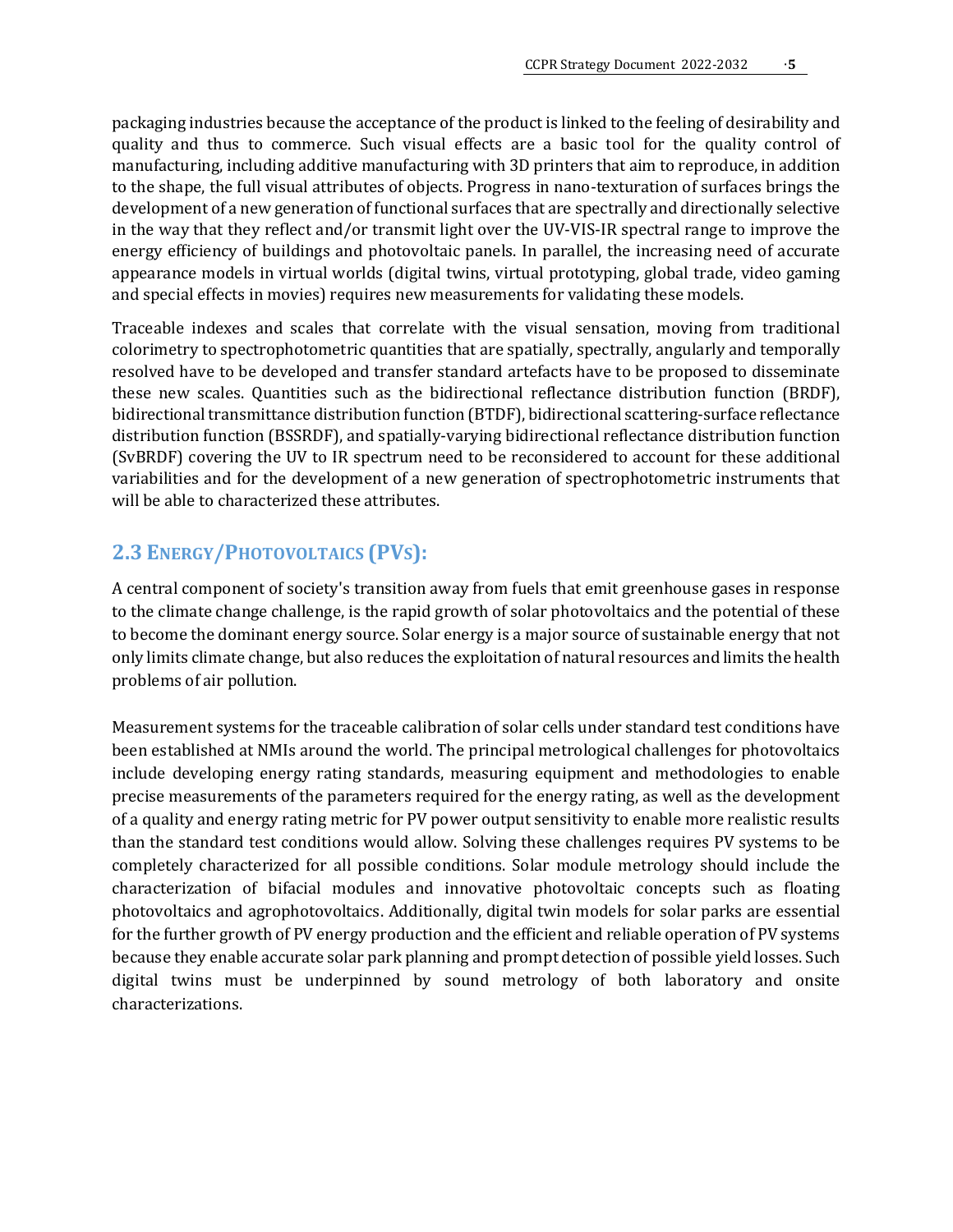packaging industries because the acceptance of the product is linked to the feeling of desirability and quality and thus to commerce. Such visual effects are a basic tool for the quality control of manufacturing, including additive manufacturing with 3D printers that aim to reproduce, in addition to the shape, the full visual attributes of objects. Progress in nano-texturation of surfaces brings the development of a new generation of functional surfaces that are spectrally and directionally selective in the way that they reflect and/or transmit light over the UV-VIS-IR spectral range to improve the energy efficiency of buildings and photovoltaic panels. In parallel, the increasing need of accurate appearance models in virtual worlds (digital twins, virtual prototyping, global trade, video gaming and special effects in movies) requires new measurements for validating these models.

Traceable indexes and scales that correlate with the visual sensation, moving from traditional colorimetry to spectrophotometric quantities that are spatially, spectrally, angularly and temporally resolved have to be developed and transfer standard artefacts have to be proposed to disseminate these new scales. Quantities such as the bidirectional reflectance distribution function (BRDF), bidirectional transmittance distribution function (BTDF), bidirectional scattering-surface reflectance distribution function (BSSRDF), and spatially-varying bidirectional reflectance distribution function (SvBRDF) covering the UV to IR spectrum need to be reconsidered to account for these additional variabilities and for the development of a new generation of spectrophotometric instruments that will be able to characterized these attributes.

## 2.3 Energy/Photovoltaics (PVs):

A central component of society's transition away from fuels that emit greenhouse gases in response to the climate change challenge, is the rapid growth of solar photovoltaics and the potential of these to become the dominant energy source. Solar energy is a major source of sustainable energy that not only limits climate change, but also reduces the exploitation of natural resources and limits the health problems of air pollution.

Measurement systems for the traceable calibration of solar cells under standard test conditions have been established at NMIs around the world. The principal metrological challenges for photovoltaics include developing energy rating standards, measuring equipment and methodologies to enable precise measurements of the parameters required for the energy rating, as well as the development of a quality and energy rating metric for PV power output sensitivity to enable more realistic results than the standard test conditions would allow. Solving these challenges requires PV systems to be completely characterized for all possible conditions. Solar module metrology should include the characterization of bifacial modules and innovative photovoltaic concepts such as floating photovoltaics and agrophotovoltaics. Additionally, digital twin models for solar parks are essential for the further growth of PV energy production and the efficient and reliable operation of PV systems because they enable accurate solar park planning and prompt detection of possible yield losses. Such digital twins must be underpinned by sound metrology of both laboratory and onsite characterizations.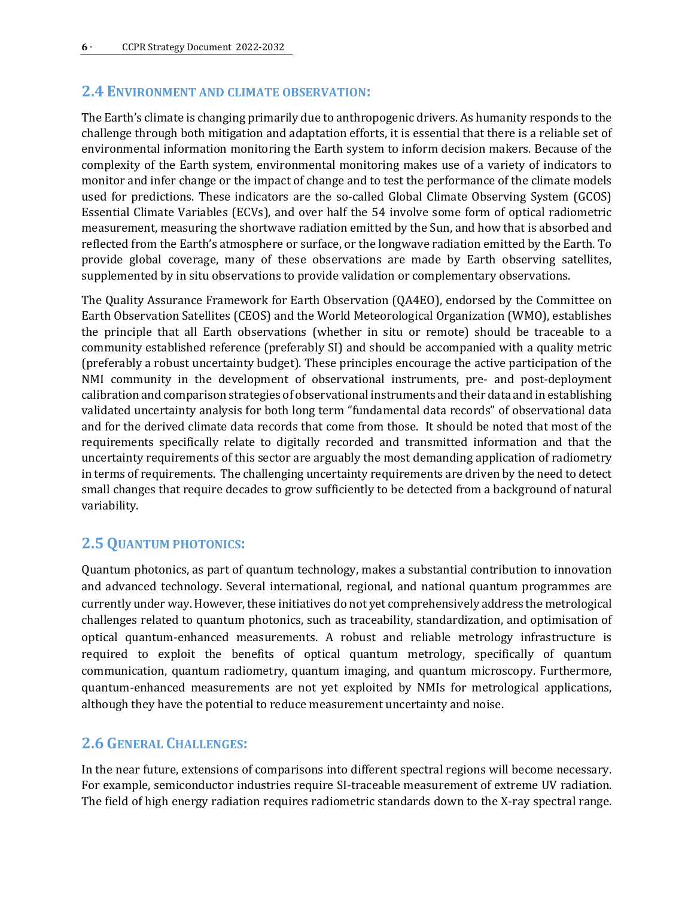## 2.4 ENVIRONMENT AND CLIMATE OBSERVATION:

The Earth's climate is changing primarily due to anthropogenic drivers. As humanity responds to the challenge through both mitigation and adaptation efforts, it is essential that there is a reliable set of environmental information monitoring the Earth system to inform decision makers. Because of the complexity of the Earth system, environmental monitoring makes use of a variety of indicators to monitor and infer change or the impact of change and to test the performance of the climate models used for predictions. These indicators are the so-called Global Climate Observing System (GCOS) Essential Climate Variables (ECVs), and over half the 54 involve some form of optical radiometric measurement, measuring the shortwave radiation emitted by the Sun, and how that is absorbed and reflected from the Earth's atmosphere or surface, or the longwave radiation emitted by the Earth. To provide global coverage, many of these observations are made by Earth observing satellites, supplemented by in situ observations to provide validation or complementary observations.

The Quality Assurance Framework for Earth Observation (QA4EO), endorsed by the Committee on Earth Observation Satellites (CEOS) and the World Meteorological Organization (WMO), establishes the principle that all Earth observations (whether in situ or remote) should be traceable to a community established reference (preferably SI) and should be accompanied with a quality metric (preferably a robust uncertainty budget). These principles encourage the active participation of the NMI community in the development of observational instruments, pre- and post-deployment calibration and comparison strategies of observational instruments and their data and in establishing validated uncertainty analysis for both long term "fundamental data records" of observational data and for the derived climate data records that come from those. It should be noted that most of the requirements specifically relate to digitally recorded and transmitted information and that the uncertainty requirements of this sector are arguably the most demanding application of radiometry in terms of requirements. The challenging uncertainty requirements are driven by the need to detect small changes that require decades to grow sufficiently to be detected from a background of natural variability.

## 2.5 QUANTUM PHOTONICS:

Quantum photonics, as part of quantum technology, makes a substantial contribution to innovation and advanced technology. Several international, regional, and national quantum programmes are currently under way. However, these initiatives do not yet comprehensively address the metrological challenges related to quantum photonics, such as traceability, standardization, and optimisation of optical quantum-enhanced measurements. A robust and reliable metrology infrastructure is required to exploit the benefits of optical quantum metrology, specifically of quantum communication, quantum radiometry, quantum imaging, and quantum microscopy. Furthermore, quantum-enhanced measurements are not yet exploited by NMIs for metrological applications, although they have the potential to reduce measurement uncertainty and noise.

## 2.6 GENERAL CHALLENGES:

In the near future, extensions of comparisons into different spectral regions will become necessary. For example, semiconductor industries require SI-traceable measurement of extreme UV radiation. The field of high energy radiation requires radiometric standards down to the X-ray spectral range.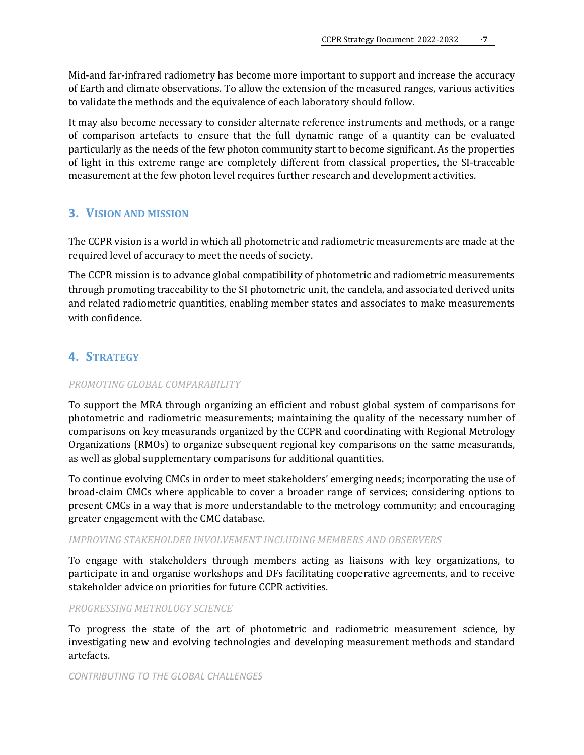Mid-and far-infrared radiometry has become more important to support and increase the accuracy of Earth and climate observations. To allow the extension of the measured ranges, various activities to validate the methods and the equivalence of each laboratory should follow.

It may also become necessary to consider alternate reference instruments and methods, or a range of comparison artefacts to ensure that the full dynamic range of a quantity can be evaluated particularly as the needs of the few photon community start to become significant. As the properties of light in this extreme range are completely different from classical properties, the SI-traceable measurement at the few photon level requires further research and development activities.

## 3. VISION AND MISSION

The CCPR vision is a world in which all photometric and radiometric measurements are made at the required level of accuracy to meet the needs of society.

The CCPR mission is to advance global compatibility of photometric and radiometric measurements through promoting traceability to the SI photometric unit, the candela, and associated derived units and related radiometric quantities, enabling member states and associates to make measurements with confidence.

## 4. STRATEGY

### *PROMOTING GLOBAL COMPARABILITY*

To support the MRA through organizing an efficient and robust global system of comparisons for photometric and radiometric measurements; maintaining the quality of the necessary number of comparisons on key measurands organized by the CCPR and coordinating with Regional Metrology Organizations (RMOs) to organize subsequent regional key comparisons on the same measurands, as well as global supplementary comparisons for additional quantities.

To continue evolving CMCs in order to meet stakeholders' emerging needs; incorporating the use of broad-claim CMCs where applicable to cover a broader range of services; considering options to present CMCs in a way that is more understandable to the metrology community; and encouraging greater engagement with the CMC database.

### *IMPROVING STAKEHOLDER INVOLVEMENT INCLUDING MEMBERS AND OBSERVERS*

To engage with stakeholders through members acting as liaisons with key organizations, to participate in and organise workshops and DFs facilitating cooperative agreements, and to receive stakeholder advice on priorities for future CCPR activities.

### *PROGRESSING METROLOGY SCIENCE*

To progress the state of the art of photometric and radiometric measurement science, by investigating new and evolving technologies and developing measurement methods and standard artefacts.

### *CONTRIBUTING TO THE GLOBAL CHALLENGES*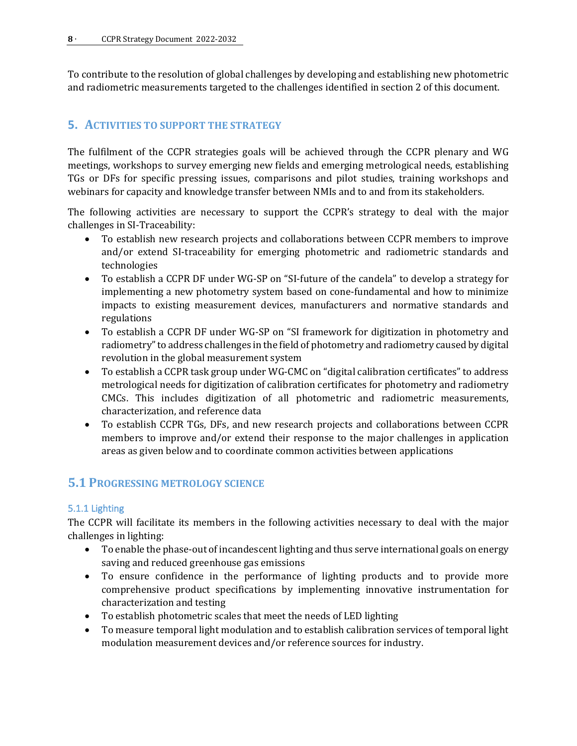To contribute to the resolution of global challenges by developing and establishing new photometric and radiometric measurements targeted to the challenges identified in section 2 of this document.

## 5. Activities to support the strategy

The fulfilment of the CCPR strategies goals will be achieved through the CCPR plenary and WG meetings, workshops to survey emerging new fields and emerging metrological needs, establishing TGs or DFs for specific pressing issues, comparisons and pilot studies, training workshops and webinars for capacity and knowledge transfer between NMIs and to and from its stakeholders.

The following activities are necessary to support the CCPR's strategy to deal with the major challenges in SI-Traceability:

- To establish new research projects and collaborations between CCPR members to improve and/or extend SI-traceability for emerging photometric and radiometric standards and technologies
- To establish a CCPR DF under WG-SP on "SI-future of the candela" to develop a strategy for implementing a new photometry system based on cone-fundamental and how to minimize impacts to existing measurement devices, manufacturers and normative standards and regulations
- To establish a CCPR DF under WG-SP on "SI framework for digitization in photometry and radiometry" to address challenges in the field of photometry and radiometry caused by digital revolution in the global measurement system
- To establish a CCPR task group under WG-CMC on "digital calibration certificates" to address metrological needs for digitization of calibration certificates for photometry and radiometry CMCs. This includes digitization of all photometric and radiometric measurements, characterization, and reference data
- To establish CCPR TGs, DFs, and new research projects and collaborations between CCPR members to improve and/or extend their response to the major challenges in application areas as given below and to coordinate common activities between applications

## 5.1 Progressing metrology science

### 5.1.1 Lighting

The CCPR will facilitate its members in the following activities necessary to deal with the major challenges in lighting:

- To enable the phase-out of incandescent lighting and thus serve international goals on energy saving and reduced greenhouse gas emissions
- To ensure confidence in the performance of lighting products and to provide more comprehensive product specifications by implementing innovative instrumentation for characterization and testing
- To establish photometric scales that meet the needs of LED lighting
- To measure temporal light modulation and to establish calibration services of temporal light modulation measurement devices and/or reference sources for industry.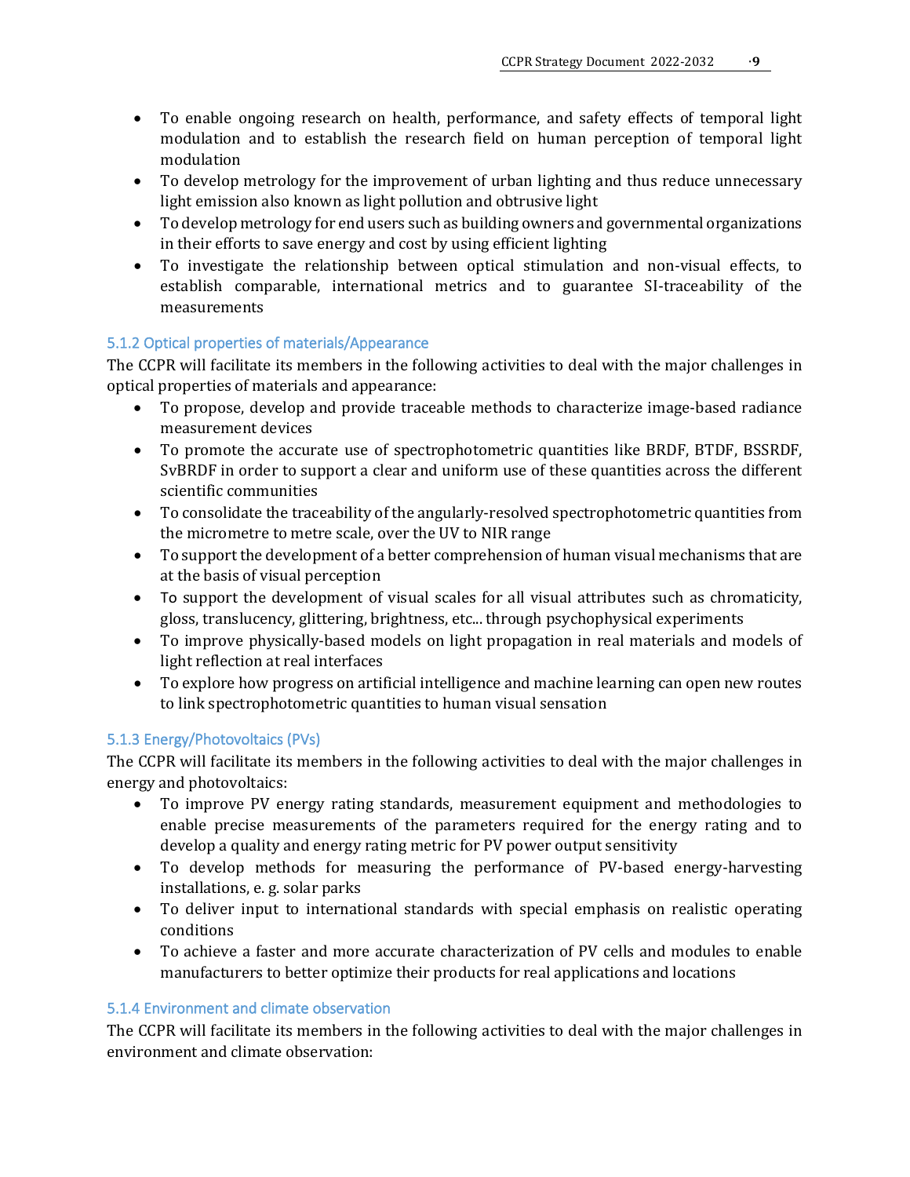- To enable ongoing research on health, performance, and safety effects of temporal light modulation and to establish the research field on human perception of temporal light modulation
- To develop metrology for the improvement of urban lighting and thus reduce unnecessary light emission also known as light pollution and obtrusive light
- To develop metrology for end users such as building owners and governmental organizations in their efforts to save energy and cost by using efficient lighting
- To investigate the relationship between optical stimulation and non-visual effects, to establish comparable, international metrics and to guarantee SI-traceability of the measurements

### 5.1.2 Optical properties of materials/Appearance

The CCPR will facilitate its members in the following activities to deal with the major challenges in optical properties of materials and appearance:

- To propose, develop and provide traceable methods to characterize image-based radiance measurement devices
- To promote the accurate use of spectrophotometric quantities like BRDF, BTDF, BSSRDF, SvBRDF in order to support a clear and uniform use of these quantities across the different scientific communities
- To consolidate the traceability of the angularly-resolved spectrophotometric quantities from the micrometre to metre scale, over the UV to NIR range
- To support the development of a better comprehension of human visual mechanisms that are at the basis of visual perception
- To support the development of visual scales for all visual attributes such as chromaticity, gloss, translucency, glittering, brightness, etc... through psychophysical experiments
- To improve physically-based models on light propagation in real materials and models of light reflection at real interfaces
- To explore how progress on artificial intelligence and machine learning can open new routes to link spectrophotometric quantities to human visual sensation

### 5.1.3 Energy/Photovoltaics (PVs)

The CCPR will facilitate its members in the following activities to deal with the major challenges in energy and photovoltaics:

- To improve PV energy rating standards, measurement equipment and methodologies to enable precise measurements of the parameters required for the energy rating and to develop a quality and energy rating metric for PV power output sensitivity
- To develop methods for measuring the performance of PV-based energy-harvesting installations, e. g. solar parks
- To deliver input to international standards with special emphasis on realistic operating conditions
- To achieve a faster and more accurate characterization of PV cells and modules to enable manufacturers to better optimize their products for real applications and locations

### 5.1.4 Environment and climate observation

The CCPR will facilitate its members in the following activities to deal with the major challenges in environment and climate observation: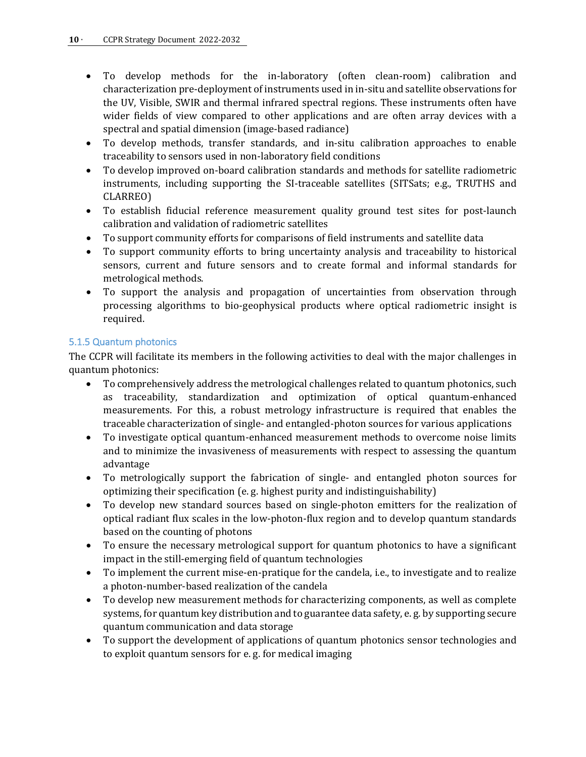- To develop methods for the in-laboratory (often clean-room) calibration and characterization pre-deployment of instruments used in in-situ and satellite observations for the UV, Visible, SWIR and thermal infrared spectral regions. These instruments often have wider fields of view compared to other applications and are often array devices with a spectral and spatial dimension (image-based radiance)
- To develop methods, transfer standards, and in-situ calibration approaches to enable traceability to sensors used in non-laboratory field conditions
- To develop improved on-board calibration standards and methods for satellite radiometric instruments, including supporting the SI-traceable satellites (SITSats; e.g., TRUTHS and CLARREO)
- To establish fiducial reference measurement quality ground test sites for post-launch calibration and validation of radiometric satellites
- To support community efforts for comparisons of field instruments and satellite data
- To support community efforts to bring uncertainty analysis and traceability to historical sensors, current and future sensors and to create formal and informal standards for metrological methods.
- To support the analysis and propagation of uncertainties from observation through processing algorithms to bio-geophysical products where optical radiometric insight is required.

### 5.1.5 Quantum photonics

The CCPR will facilitate its members in the following activities to deal with the major challenges in quantum photonics:

- To comprehensively address the metrological challenges related to quantum photonics, such as traceability, standardization and optimization of optical quantum-enhanced measurements. For this, a robust metrology infrastructure is required that enables the traceable characterization of single- and entangled-photon sources for various applications
- To investigate optical quantum-enhanced measurement methods to overcome noise limits and to minimize the invasiveness of measurements with respect to assessing the quantum advantage
- To metrologically support the fabrication of single- and entangled photon sources for optimizing their specification (e. g. highest purity and indistinguishability)
- To develop new standard sources based on single-photon emitters for the realization of optical radiant flux scales in the low-photon-flux region and to develop quantum standards based on the counting of photons
- To ensure the necessary metrological support for quantum photonics to have a significant impact in the still-emerging field of quantum technologies
- To implement the current mise-en-pratique for the candela, i.e., to investigate and to realize a photon-number-based realization of the candela
- To develop new measurement methods for characterizing components, as well as complete systems, for quantum key distribution and to guarantee data safety, e. g. by supporting secure quantum communication and data storage
- To support the development of applications of quantum photonics sensor technologies and to exploit quantum sensors for e. g. for medical imaging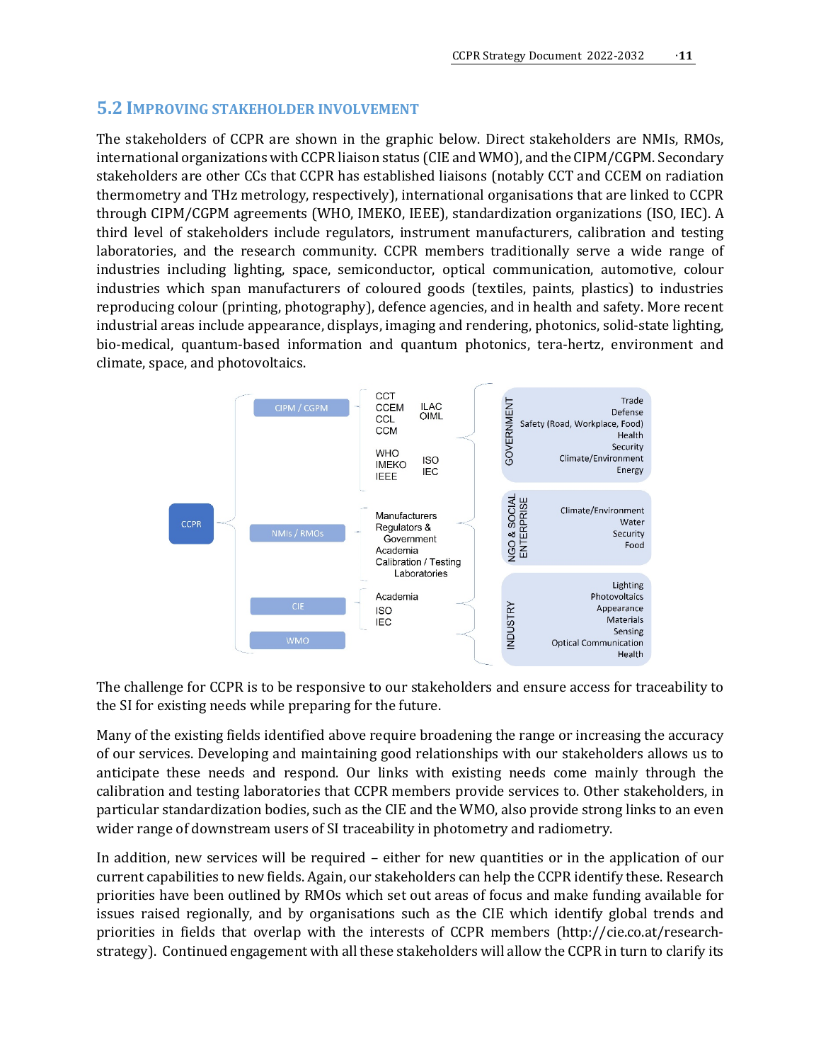## 5.2 Improving Stakeholder Involvement

The stakeholders of CCPR are shown in the graphic below. Direct stakeholders are NMIs, RMOs, international organizations with CCPR liaison status (CIE and WMO), and the CIPM/CGPM. Secondary stakeholders are other CCs that CCPR has established liaisons (notably CCT and CCEM on radiation thermometry and THz metrology, respectively), international organisations that are linked to CCPR through CIPM/CGPM agreements (WHO, IMEKO, IEEE), standardization organizations (ISO, IEC). A third level of stakeholders include regulators, instrument manufacturers, calibration and testing laboratories, and the research community. CCPR members traditionally serve a wide range of industries including lighting, space, semiconductor, optical communication, automotive, colour industries which span manufacturers of coloured goods (textiles, paints, plastics) to industries reproducing colour (printing, photography), defence agencies, and in health and safety. More recent industrial areas include appearance, displays, imaging and rendering, photonics, solid-state lighting, bio-medical, quantum-based information and quantum photonics, tera-hertz, environment and climate, space, and photovoltaics.

The challenge for CCPR is to be responsive to our stakeholders and ensure access for traceability to the SI for existing needs while preparing for the future.

Many of the existing fields identified above require broadening the range or increasing the accuracy of our services. Developing and maintaining good relationships with our stakeholders allows us to anticipate these needs and respond. Our links with existing needs come mainly through the calibration and testing laboratories that CCPR members provide services to. Other stakeholders, in particular standardization bodies, such as the CIE and the WMO, also provide strong links to an even wider range of downstream users of SI traceability in photometry and radiometry.

In addition, new services will be required – either for new quantities or in the application of our current capabilities to new fields. Again, our stakeholders can help the CCPR identify these. Research priorities have been outlined by RMOs which set out areas of focus and make funding available for issues raised regionally, and by organisations such as the CIE which identify global trends and priorities in fields that overlap with the interests of CCPR members (http://cie.co.at/research-strategy). Continued engagement with all these stakeholders will allow the CCPR in turn to clarify its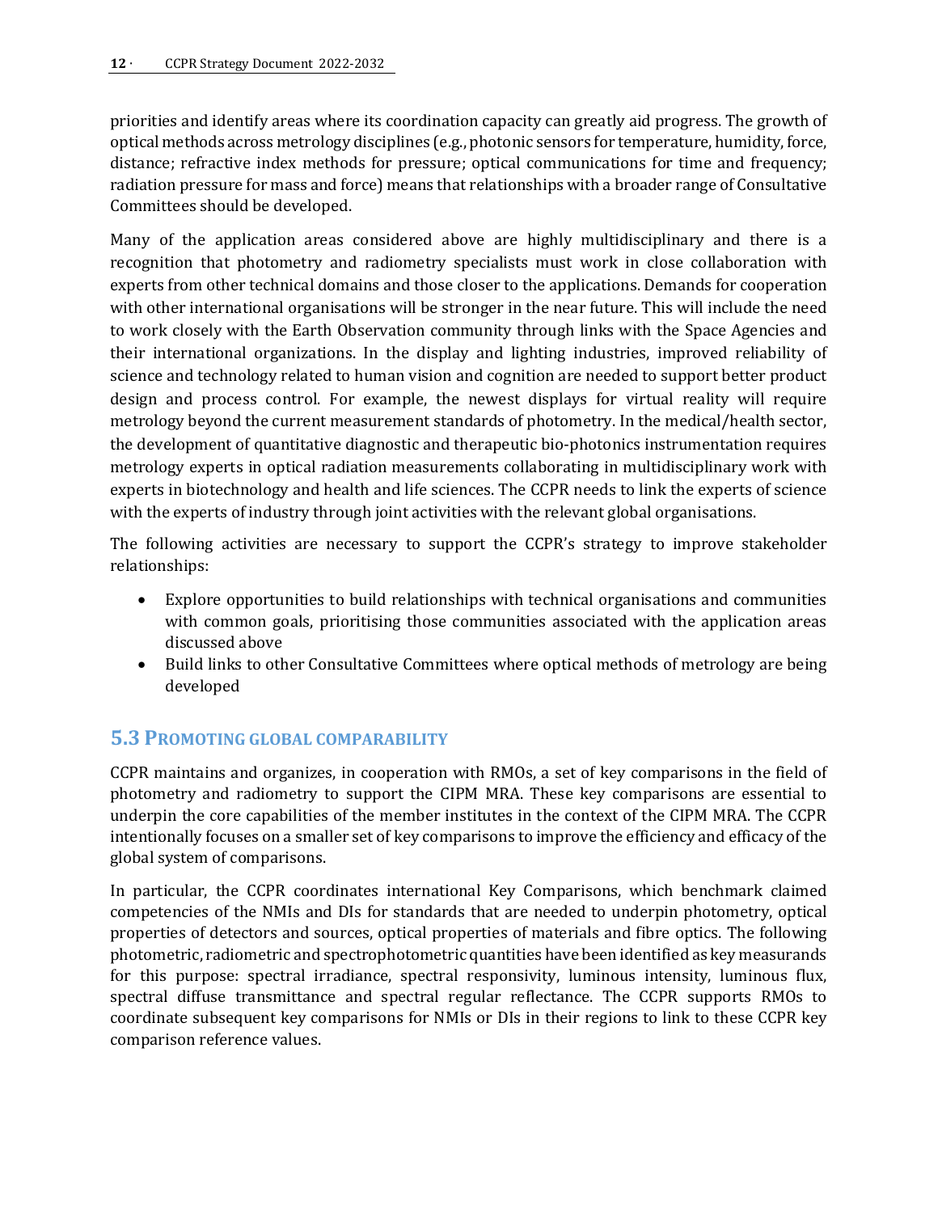priorities and identify areas where its coordination capacity can greatly aid progress. The growth of optical methods across metrology disciplines (e.g., photonic sensors for temperature, humidity, force, distance; refractive index methods for pressure; optical communications for time and frequency; radiation pressure for mass and force) means that relationships with a broader range of Consultative Committees should be developed.

Many of the application areas considered above are highly multidisciplinary and there is a recognition that photometry and radiometry specialists must work in close collaboration with experts from other technical domains and those closer to the applications. Demands for cooperation with other international organisations will be stronger in the near future. This will include the need to work closely with the Earth Observation community through links with the Space Agencies and their international organizations. In the display and lighting industries, improved reliability of science and technology related to human vision and cognition are needed to support better product design and process control. For example, the newest displays for virtual reality will require metrology beyond the current measurement standards of photometry. In the medical/health sector, the development of quantitative diagnostic and therapeutic bio-photonics instrumentation requires metrology experts in optical radiation measurements collaborating in multidisciplinary work with experts in biotechnology and health and life sciences. The CCPR needs to link the experts of science with the experts of industry through joint activities with the relevant global organisations.

The following activities are necessary to support the CCPR's strategy to improve stakeholder relationships:

- Explore opportunities to build relationships with technical organisations and communities with common goals, prioritising those communities associated with the application areas discussed above
- Build links to other Consultative Committees where optical methods of metrology are being developed

## 5.3 Promoting Global Comparability

CCPR maintains and organizes, in cooperation with RMOs, a set of key comparisons in the field of photometry and radiometry to support the CIPM MRA. These key comparisons are essential to underpin the core capabilities of the member institutes in the context of the CIPM MRA. The CCPR intentionally focuses on a smaller set of key comparisons to improve the efficiency and efficacy of the global system of comparisons.

In particular, the CCPR coordinates international Key Comparisons, which benchmark claimed competencies of the NMIs and DIs for standards that are needed to underpin photometry, optical properties of detectors and sources, optical properties of materials and fibre optics. The following photometric, radiometric and spectrophotometric quantities have been identified as key measurands for this purpose: spectral irradiance, spectral responsivity, luminous intensity, luminous flux, spectral diffuse transmittance and spectral regular reflectance. The CCPR supports RMOs to coordinate subsequent key comparisons for NMIs or DIs in their regions to link to these CCPR key comparison reference values.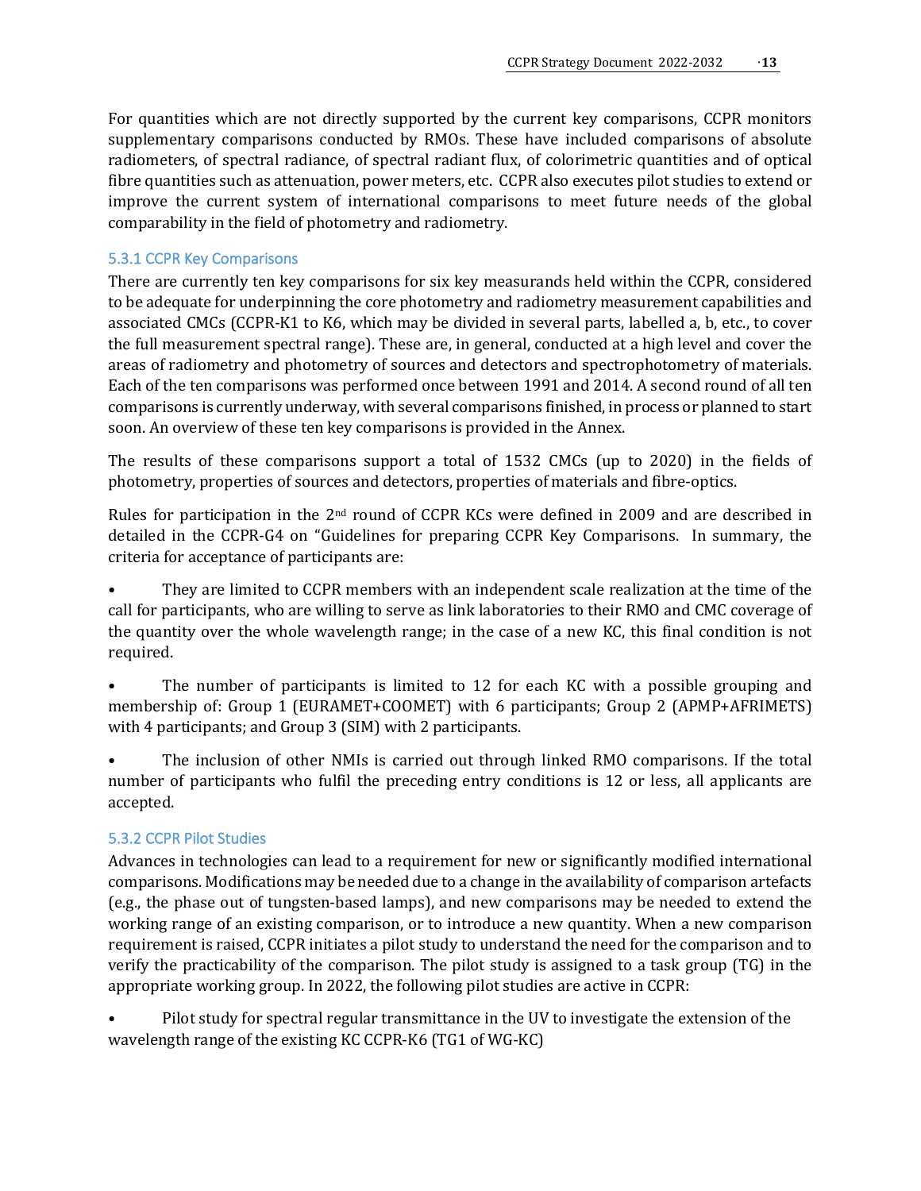For quantities which are not directly supported by the current key comparisons, CCPR monitors supplementary comparisons conducted by RMOs. These have included comparisons of absolute radiometers, of spectral radiance, of spectral radiant flux, of colorimetric quantities and of optical fibre quantities such as attenuation, power meters, etc. CCPR also executes pilot studies to extend or improve the current system of international comparisons to meet future needs of the global comparability in the field of photometry and radiometry.

### 5.3.1 CCPR Key Comparisons

There are currently ten key comparisons for six key measurands held within the CCPR, considered to be adequate for underpinning the core photometry and radiometry measurement capabilities and associated CMCs (CCPR-K1 to K6, which may be divided in several parts, labelled a, b, etc., to cover the full measurement spectral range). These are, in general, conducted at a high level and cover the areas of radiometry and photometry of sources and detectors and spectrophotometry of materials. Each of the ten comparisons was performed once between 1991 and 2014. A second round of all ten comparisons is currently underway, with several comparisons finished, in process or planned to start soon. An overview of these ten key comparisons is provided in the Annex.

The results of these comparisons support a total of 1532 CMCs (up to 2020) in the fields of photometry, properties of sources and detectors, properties of materials and fibre-optics.

Rules for participation in the 2nd round of CCPR KCs were defined in 2009 and are described in detailed in the CCPR-G4 on "Guidelines for preparing CCPR Key Comparisons. In summary, the criteria for acceptance of participants are:

- They are limited to CCPR members with an independent scale realization at the time of the call for participants, who are willing to serve as link laboratories to their RMO and CMC coverage of the quantity over the whole wavelength range; in the case of a new KC, this final condition is not required.
- The number of participants is limited to 12 for each KC with a possible grouping and membership of: Group 1 (EURAMET+COOMET) with 6 participants; Group 2 (APMP+AFRIMETS) with 4 participants; and Group 3 (SIM) with 2 participants.
- The inclusion of other NMIs is carried out through linked RMO comparisons. If the total number of participants who fulfil the preceding entry conditions is 12 or less, all applicants are accepted.

### 5.3.2 CCPR Pilot Studies

Advances in technologies can lead to a requirement for new or significantly modified international comparisons. Modifications may be needed due to a change in the availability of comparison artefacts (e.g., the phase out of tungsten-based lamps), and new comparisons may be needed to extend the working range of an existing comparison, or to introduce a new quantity. When a new comparison requirement is raised, CCPR initiates a pilot study to understand the need for the comparison and to verify the practicability of the comparison. The pilot study is assigned to a task group (TG) in the appropriate working group. In 2022, the following pilot studies are active in CCPR:

- Pilot study for spectral regular transmittance in the UV to investigate the extension of the wavelength range of the existing KC CCPR-K6 (TG1 of WG-KC)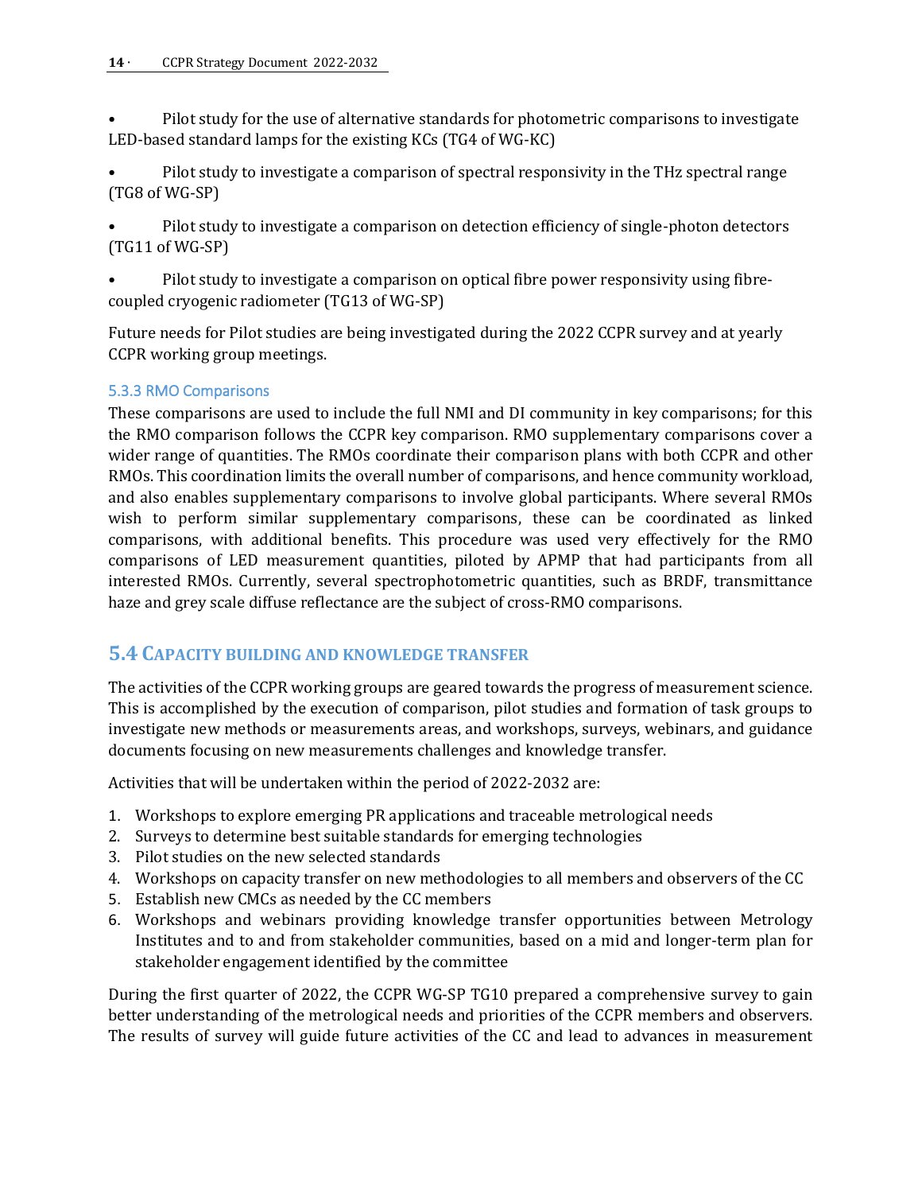- Pilot study for the use of alternative standards for photometric comparisons to investigate LED-based standard lamps for the existing KCs (TG4 of WG-KC)
- Pilot study to investigate a comparison of spectral responsivity in the THz spectral range (TG8 of WG-SP)
- Pilot study to investigate a comparison on detection efficiency of single-photon detectors (TG11 of WG-SP)
- Pilot study to investigate a comparison on optical fibre power responsivity using fibre-coupled cryogenic radiometer (TG13 of WG-SP)

Future needs for Pilot studies are being investigated during the 2022 CCPR survey and at yearly CCPR working group meetings.

### 5.3.3 RMO Comparisons

These comparisons are used to include the full NMI and DI community in key comparisons; for this the RMO comparison follows the CCPR key comparison. RMO supplementary comparisons cover a wider range of quantities. The RMOs coordinate their comparison plans with both CCPR and other RMOs. This coordination limits the overall number of comparisons, and hence community workload, and also enables supplementary comparisons to involve global participants. Where several RMOs wish to perform similar supplementary comparisons, these can be coordinated as linked comparisons, with additional benefits. This procedure was used very effectively for the RMO comparisons of LED measurement quantities, piloted by APMP that had participants from all interested RMOs. Currently, several spectrophotometric quantities, such as BRDF, transmittance haze and grey scale diffuse reflectance are the subject of cross-RMO comparisons.

## 5.4 Capacity Building and Knowledge Transfer

The activities of the CCPR working groups are geared towards the progress of measurement science. This is accomplished by the execution of comparison, pilot studies and formation of task groups to investigate new methods or measurements areas, and workshops, surveys, webinars, and guidance documents focusing on new measurements challenges and knowledge transfer.

Activities that will be undertaken within the period of 2022-2032 are:

1. Workshops to explore emerging PR applications and traceable metrological needs
2. Surveys to determine best suitable standards for emerging technologies
3. Pilot studies on the new selected standards
4. Workshops on capacity transfer on new methodologies to all members and observers of the CC
5. Establish new CMCs as needed by the CC members
6. Workshops and webinars providing knowledge transfer opportunities between Metrology Institutes and to and from stakeholder communities, based on a mid and longer-term plan for stakeholder engagement identified by the committee

During the first quarter of 2022, the CCPR WG-SP TG10 prepared a comprehensive survey to gain better understanding of the metrological needs and priorities of the CCPR members and observers. The results of survey will guide future activities of the CC and lead to advances in measurement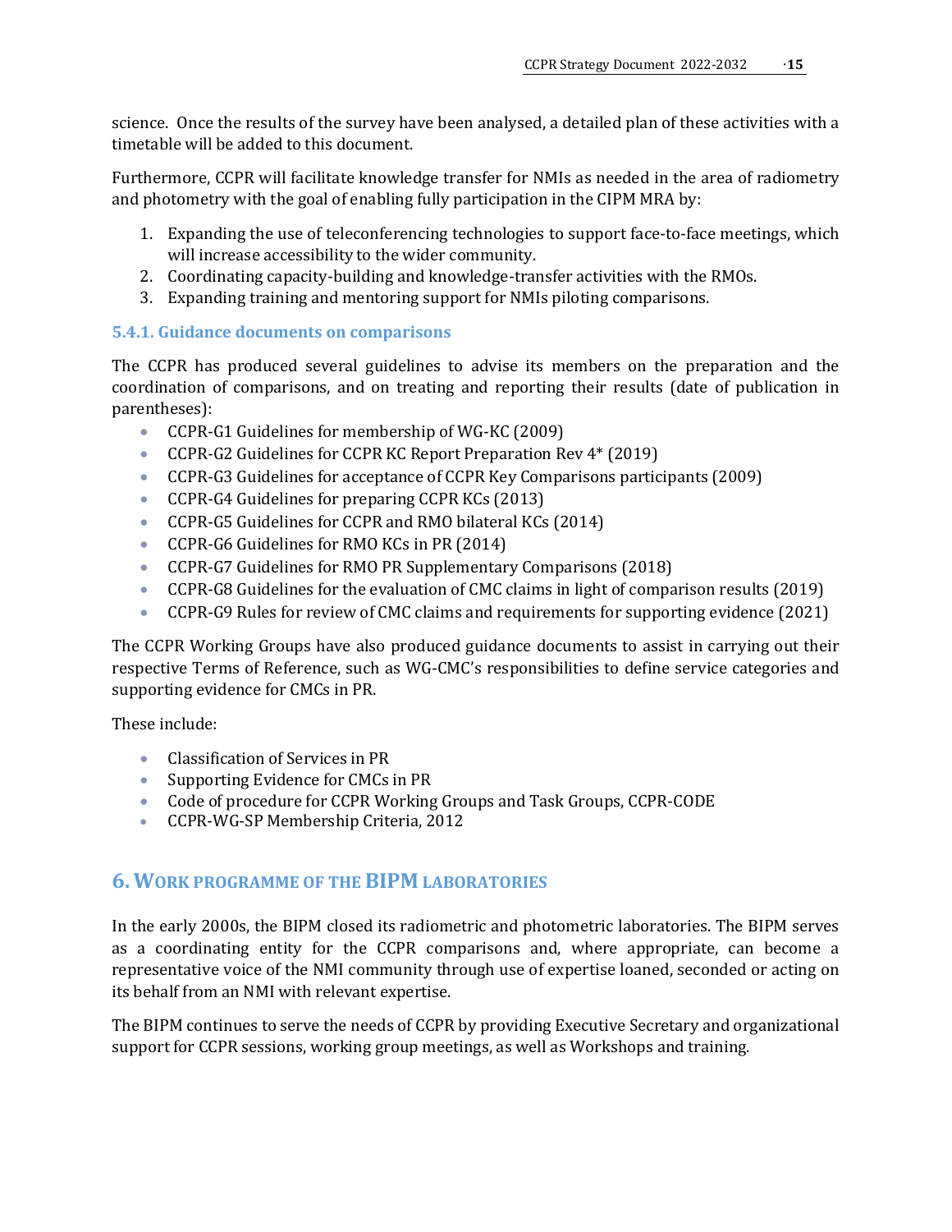science. Once the results of the survey have been analysed, a detailed plan of these activities with a timetable will be added to this document.

Furthermore, CCPR will facilitate knowledge transfer for NMIs as needed in the area of radiometry and photometry with the goal of enabling fully participation in the CIPM MRA by:

1. Expanding the use of teleconferencing technologies to support face-to-face meetings, which will increase accessibility to the wider community.
2. Coordinating capacity-building and knowledge-transfer activities with the RMOs.
3. Expanding training and mentoring support for NMIs piloting comparisons.

### 5.4.1. Guidance documents on comparisons

The CCPR has produced several guidelines to advise its members on the preparation and the coordination of comparisons, and on treating and reporting their results (date of publication in parentheses):

- CCPR-G1 Guidelines for membership of WG-KC (2009)
- CCPR-G2 Guidelines for CCPR KC Report Preparation Rev 4* (2019)
- CCPR-G3 Guidelines for acceptance of CCPR Key Comparisons participants (2009)
- CCPR-G4 Guidelines for preparing CCPR KCs (2013)
- CCPR-G5 Guidelines for CCPR and RMO bilateral KCs (2014)
- CCPR-G6 Guidelines for RMO KCs in PR (2014)
- CCPR-G7 Guidelines for RMO PR Supplementary Comparisons (2018)
- CCPR-G8 Guidelines for the evaluation of CMC claims in light of comparison results (2019)
- CCPR-G9 Rules for review of CMC claims and requirements for supporting evidence (2021)

The CCPR Working Groups have also produced guidance documents to assist in carrying out their respective Terms of Reference, such as WG-CMC's responsibilities to define service categories and supporting evidence for CMCs in PR.

These include:

- Classification of Services in PR
- Supporting Evidence for CMCs in PR
- Code of procedure for CCPR Working Groups and Task Groups, CCPR-CODE
- CCPR-WG-SP Membership Criteria, 2012

## 6. Work programme of the BIPM laboratories

In the early 2000s, the BIPM closed its radiometric and photometric laboratories. The BIPM serves as a coordinating entity for the CCPR comparisons and, where appropriate, can become a representative voice of the NMI community through use of expertise loaned, seconded or acting on its behalf from an NMI with relevant expertise.

The BIPM continues to serve the needs of CCPR by providing Executive Secretary and organizational support for CCPR sessions, working group meetings, as well as Workshops and training.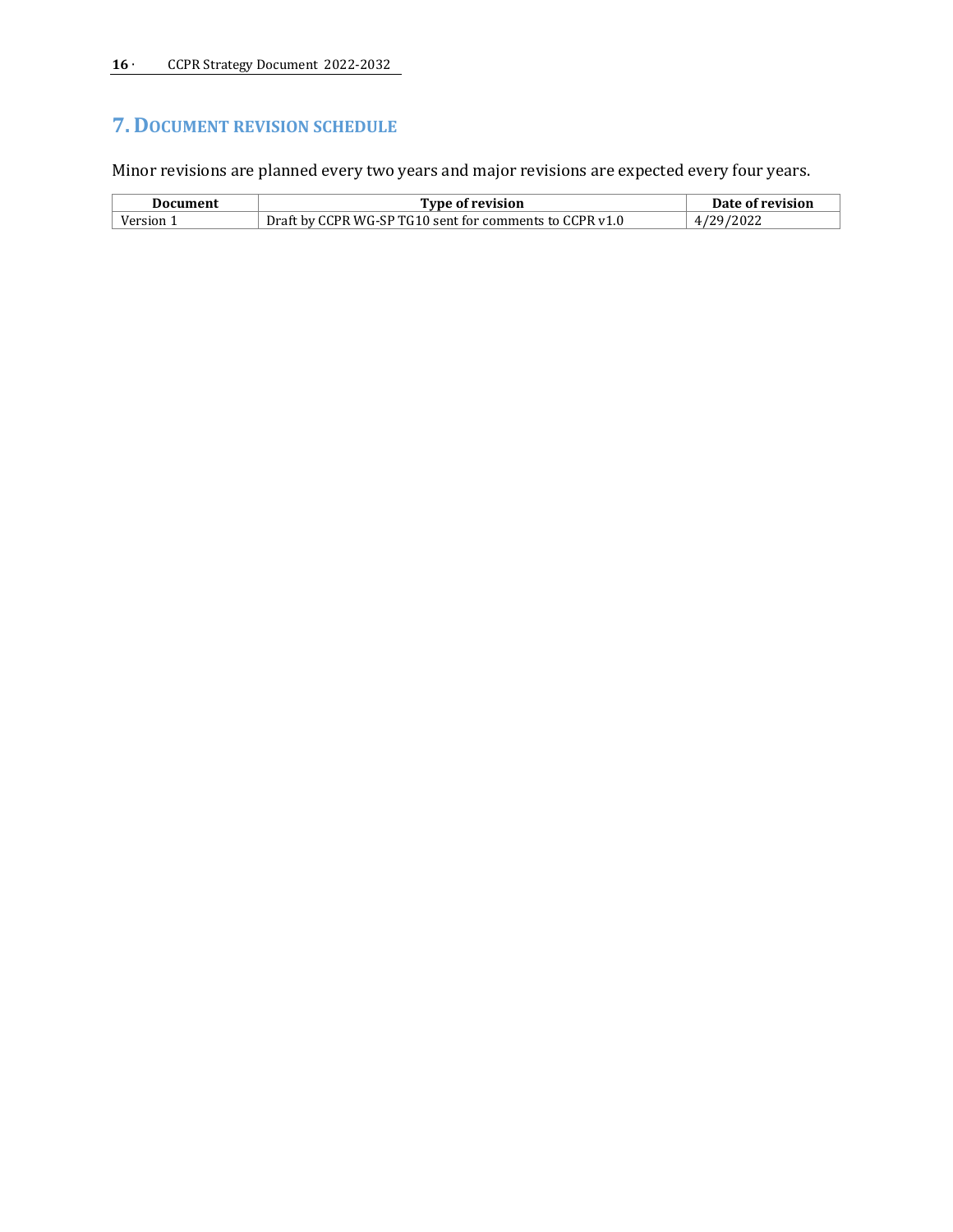# 7. Document revision schedule

Minor revisions are planned every two years and major revisions are expected every four years.

| Document | Type of revision | Date of revision |
| --- | --- | --- |
| Version 1 | Draft by CCPR WG-SP TG10 sent for comments to CCPR v1.0 | 4/29/2022 |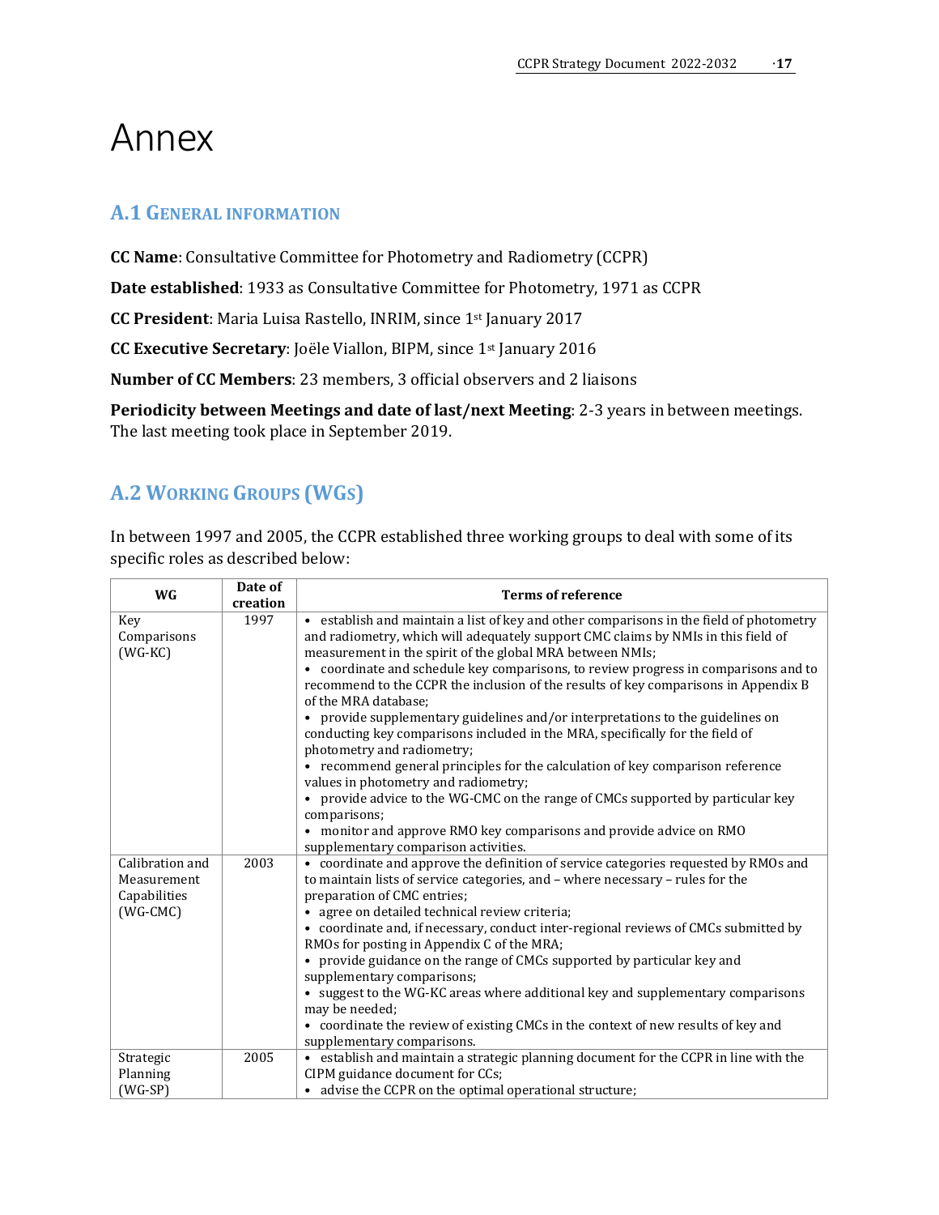# Annex

## A.1 General information

**CC Name**: Consultative Committee for Photometry and Radiometry (CCPR)

**Date established**: 1933 as Consultative Committee for Photometry, 1971 as CCPR

**CC President**: Maria Luisa Rastello, INRIM, since 1st January 2017

**CC Executive Secretary**: Joële Viallon, BIPM, since 1st January 2016

**Number of CC Members**: 23 members, 3 official observers and 2 liaisons

**Periodicity between Meetings and date of last/next Meeting**: 2-3 years in between meetings. The last meeting took place in September 2019.

## A.2 Working Groups (WGs)

In between 1997 and 2005, the CCPR established three working groups to deal with some of its specific roles as described below:

| WG | Date of creation | Terms of reference |
|---|---|---|
| Key Comparisons (WG-KC) | 1997 | • establish and maintain a list of key and other comparisons in the field of photometry and radiometry, which will adequately support CMC claims by NMIs in this field of measurement in the spirit of the global MRA between NMIs;<br>• coordinate and schedule key comparisons, to review progress in comparisons and to recommend to the CCPR the inclusion of the results of key comparisons in Appendix B of the MRA database;<br>• provide supplementary guidelines and/or interpretations to the guidelines on conducting key comparisons included in the MRA, specifically for the field of photometry and radiometry;<br>• recommend general principles for the calculation of key comparison reference values in photometry and radiometry;<br>• provide advice to the WG-CMC on the range of CMCs supported by particular key comparisons;<br>• monitor and approve RMO key comparisons and provide advice on RMO supplementary comparison activities. |
| Calibration and Measurement Capabilities (WG-CMC) | 2003 | • coordinate and approve the definition of service categories requested by RMOs and to maintain lists of service categories, and – where necessary – rules for the preparation of CMC entries;<br>• agree on detailed technical review criteria;<br>• coordinate and, if necessary, conduct inter-regional reviews of CMCs submitted by RMOs for posting in Appendix C of the MRA;<br>• provide guidance on the range of CMCs supported by particular key and supplementary comparisons;<br>• suggest to the WG-KC areas where additional key and supplementary comparisons may be needed;<br>• coordinate the review of existing CMCs in the context of new results of key and supplementary comparisons. |
| Strategic Planning (WG-SP) | 2005 | • establish and maintain a strategic planning document for the CCPR in line with the CIPM guidance document for CCs;<br>• advise the CCPR on the optimal operational structure; |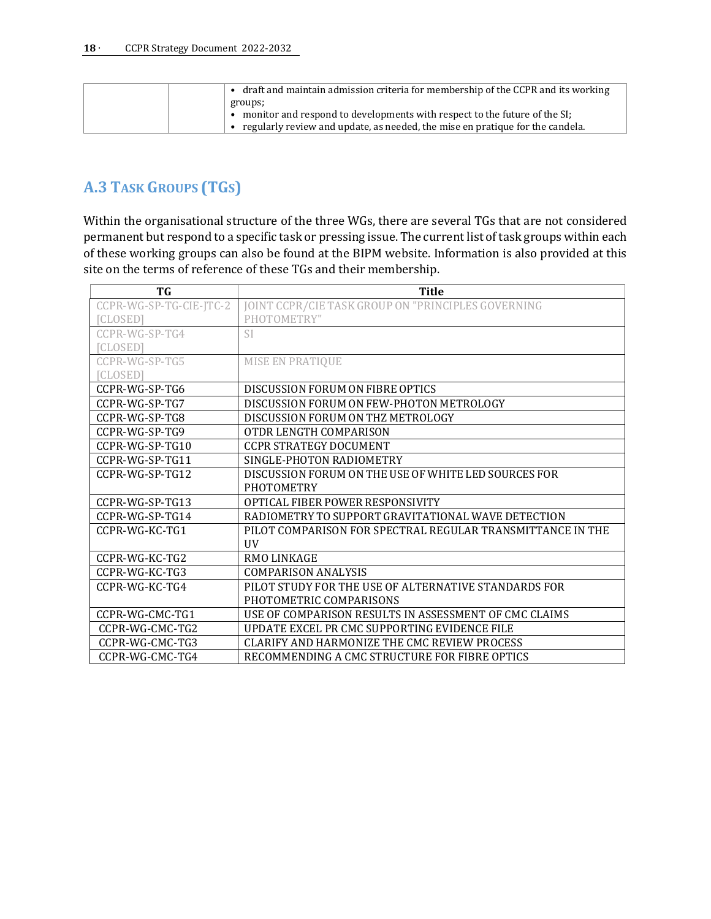| | | • draft and maintain admission criteria for membership of the CCPR and its working groups;<br>• monitor and respond to developments with respect to the future of the SI;<br>• regularly review and update, as needed, the mise en pratique for the candela. |
|---|---|---|

## A.3 Task Groups (TGs)

Within the organisational structure of the three WGs, there are several TGs that are not considered permanent but respond to a specific task or pressing issue. The current list of task groups within each of these working groups can also be found at the BIPM website. Information is also provided at this site on the terms of reference of these TGs and their membership.

| TG | Title |
|---|---|
| CCPR-WG-SP-TG-CIE-JTC-2 [CLOSED] | JOINT CCPR/CIE TASK GROUP ON "PRINCIPLES GOVERNING PHOTOMETRY" |
| CCPR-WG-SP-TG4 [CLOSED] | SI |
| CCPR-WG-SP-TG5 [CLOSED] | MISE EN PRATIQUE |
| CCPR-WG-SP-TG6 | DISCUSSION FORUM ON FIBRE OPTICS |
| CCPR-WG-SP-TG7 | DISCUSSION FORUM ON FEW-PHOTON METROLOGY |
| CCPR-WG-SP-TG8 | DISCUSSION FORUM ON THZ METROLOGY |
| CCPR-WG-SP-TG9 | OTDR LENGTH COMPARISON |
| CCPR-WG-SP-TG10 | CCPR STRATEGY DOCUMENT |
| CCPR-WG-SP-TG11 | SINGLE-PHOTON RADIOMETRY |
| CCPR-WG-SP-TG12 | DISCUSSION FORUM ON THE USE OF WHITE LED SOURCES FOR PHOTOMETRY |
| CCPR-WG-SP-TG13 | OPTICAL FIBER POWER RESPONSIVITY |
| CCPR-WG-SP-TG14 | RADIOMETRY TO SUPPORT GRAVITATIONAL WAVE DETECTION |
| CCPR-WG-KC-TG1 | PILOT COMPARISON FOR SPECTRAL REGULAR TRANSMITTANCE IN THE UV |
| CCPR-WG-KC-TG2 | RMO LINKAGE |
| CCPR-WG-KC-TG3 | COMPARISON ANALYSIS |
| CCPR-WG-KC-TG4 | PILOT STUDY FOR THE USE OF ALTERNATIVE STANDARDS FOR PHOTOMETRIC COMPARISONS |
| CCPR-WG-CMC-TG1 | USE OF COMPARISON RESULTS IN ASSESSMENT OF CMC CLAIMS |
| CCPR-WG-CMC-TG2 | UPDATE EXCEL PR CMC SUPPORTING EVIDENCE FILE |
| CCPR-WG-CMC-TG3 | CLARIFY AND HARMONIZE THE CMC REVIEW PROCESS |
| CCPR-WG-CMC-TG4 | RECOMMENDING A CMC STRUCTURE FOR FIBRE OPTICS |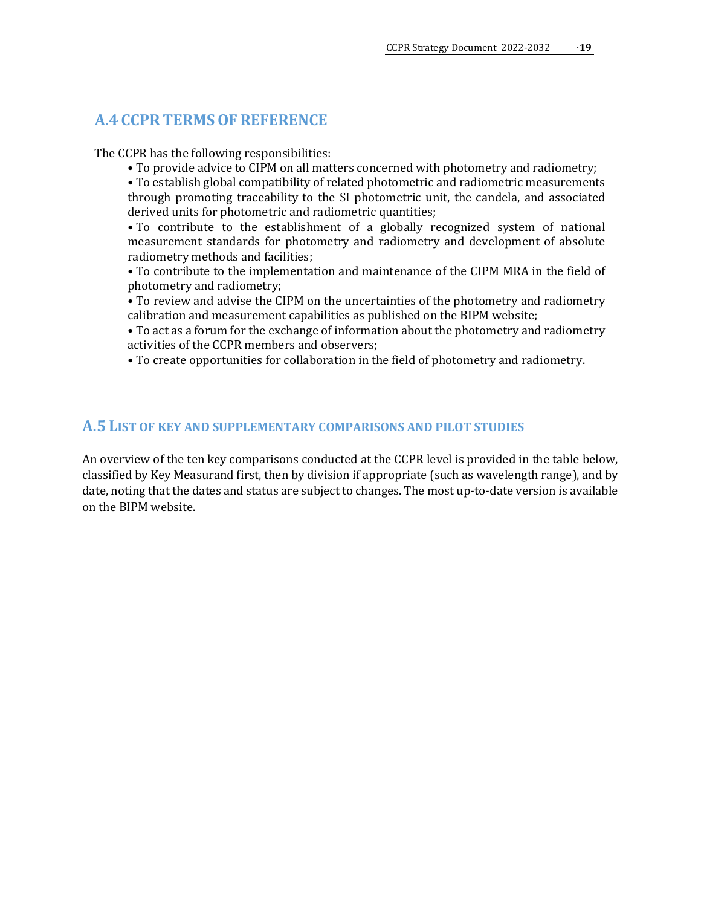## A.4 CCPR TERMS OF REFERENCE

The CCPR has the following responsibilities:

- To provide advice to CIPM on all matters concerned with photometry and radiometry;
- To establish global compatibility of related photometric and radiometric measurements through promoting traceability to the SI photometric unit, the candela, and associated derived units for photometric and radiometric quantities;
- To contribute to the establishment of a globally recognized system of national measurement standards for photometry and radiometry and development of absolute radiometry methods and facilities;
- To contribute to the implementation and maintenance of the CIPM MRA in the field of photometry and radiometry;
- To review and advise the CIPM on the uncertainties of the photometry and radiometry calibration and measurement capabilities as published on the BIPM website;
- To act as a forum for the exchange of information about the photometry and radiometry activities of the CCPR members and observers;
- To create opportunities for collaboration in the field of photometry and radiometry.

## A.5 LIST OF KEY AND SUPPLEMENTARY COMPARISONS AND PILOT STUDIES

An overview of the ten key comparisons conducted at the CCPR level is provided in the table below, classified by Key Measurand first, then by division if appropriate (such as wavelength range), and by date, noting that the dates and status are subject to changes. The most up-to-date version is available on the BIPM website.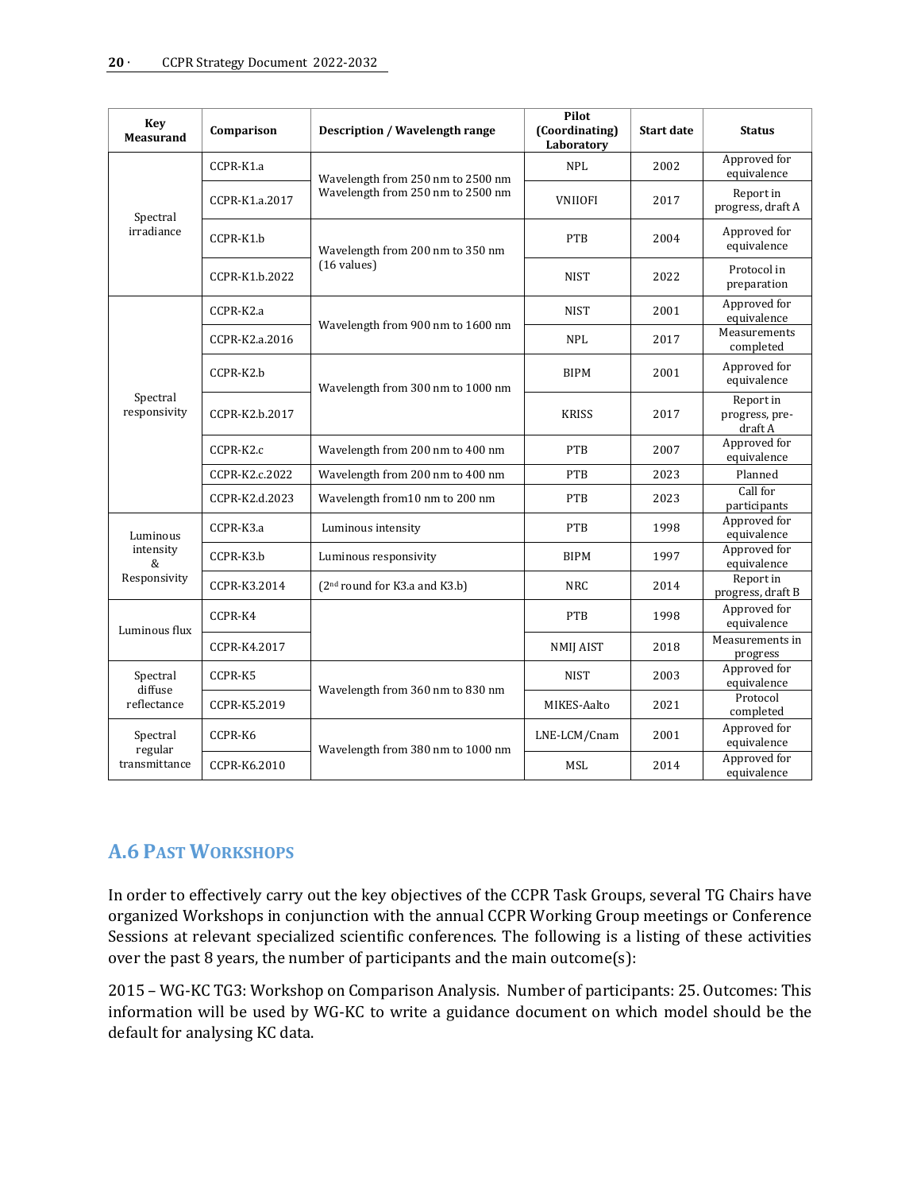| Key Measurand | Comparison | Description / Wavelength range | Pilot (Coordinating) Laboratory | Start date | Status |
|---|---|---|---|---|---|
| Spectral irradiance | CCPR-K1.a | Wavelength from 250 nm to 2500 nm | NPL | 2002 | Approved for equivalence |
| | CCPR-K1.a.2017 | Wavelength from 250 nm to 2500 nm | VNIIOFI | 2017 | Report in progress, draft A |
| | CCPR-K1.b | Wavelength from 200 nm to 350 nm (16 values) | PTB | 2004 | Approved for equivalence |
| | CCPR-K1.b.2022 | | NIST | 2022 | Protocol in preparation |
| Spectral responsivity | CCPR-K2.a | Wavelength from 900 nm to 1600 nm | NIST | 2001 | Approved for equivalence |
| | CCPR-K2.a.2016 | | NPL | 2017 | Measurements completed |
| | CCPR-K2.b | Wavelength from 300 nm to 1000 nm | BIPM | 2001 | Approved for equivalence |
| | CCPR-K2.b.2017 | | KRISS | 2017 | Report in progress, pre-draft A |
| | CCPR-K2.c | Wavelength from 200 nm to 400 nm | PTB | 2007 | Approved for equivalence |
| | CCPR-K2.c.2022 | Wavelength from 200 nm to 400 nm | PTB | 2023 | Planned |
| | CCPR-K2.d.2023 | Wavelength from10 nm to 200 nm | PTB | 2023 | Call for participants |
| Luminous intensity & Responsivity | CCPR-K3.a | Luminous intensity | PTB | 1998 | Approved for equivalence |
| | CCPR-K3.b | Luminous responsivity | BIPM | 1997 | Approved for equivalence |
| | CCPR-K3.2014 | (2nd round for K3.a and K3.b) | NRC | 2014 | Report in progress, draft B |
| Luminous flux | CCPR-K4 | | PTB | 1998 | Approved for equivalence |
| | CCPR-K4.2017 | | NMIJ AIST | 2018 | Measurements in progress |
| Spectral diffuse reflectance | CCPR-K5 | Wavelength from 360 nm to 830 nm | NIST | 2003 | Approved for equivalence |
| | CCPR-K5.2019 | | MIKES-Aalto | 2021 | Protocol completed |
| Spectral regular transmittance | CCPR-K6 | Wavelength from 380 nm to 1000 nm | LNE-LCM/Cnam | 2001 | Approved for equivalence |
| | CCPR-K6.2010 | | MSL | 2014 | Approved for equivalence |

## A.6 Past Workshops

In order to effectively carry out the key objectives of the CCPR Task Groups, several TG Chairs have organized Workshops in conjunction with the annual CCPR Working Group meetings or Conference Sessions at relevant specialized scientific conferences. The following is a listing of these activities over the past 8 years, the number of participants and the main outcome(s):

2015 – WG-KC TG3: Workshop on Comparison Analysis. Number of participants: 25. Outcomes: This information will be used by WG-KC to write a guidance document on which model should be the default for analysing KC data.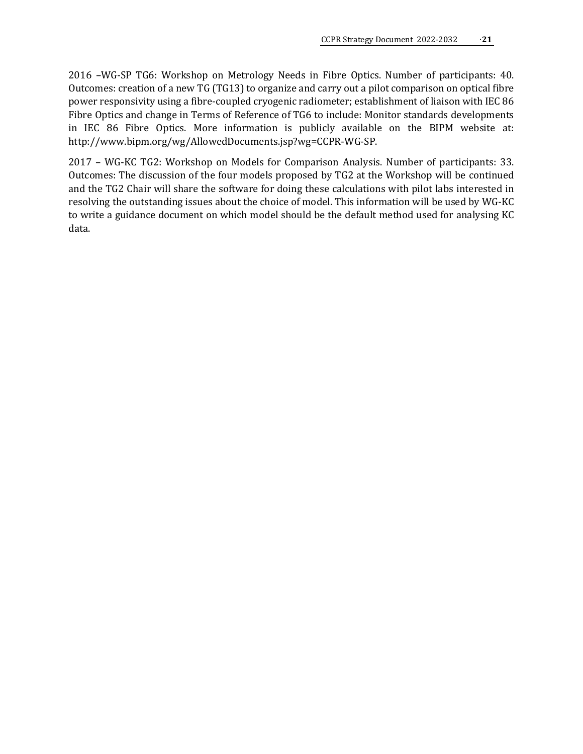2016 –WG-SP TG6: Workshop on Metrology Needs in Fibre Optics. Number of participants: 40. Outcomes: creation of a new TG (TG13) to organize and carry out a pilot comparison on optical fibre power responsivity using a fibre-coupled cryogenic radiometer; establishment of liaison with IEC 86 Fibre Optics and change in Terms of Reference of TG6 to include: Monitor standards developments in IEC 86 Fibre Optics. More information is publicly available on the BIPM website at: http://www.bipm.org/wg/AllowedDocuments.jsp?wg=CCPR-WG-SP.

2017 – WG-KC TG2: Workshop on Models for Comparison Analysis. Number of participants: 33. Outcomes: The discussion of the four models proposed by TG2 at the Workshop will be continued and the TG2 Chair will share the software for doing these calculations with pilot labs interested in resolving the outstanding issues about the choice of model. This information will be used by WG-KC to write a guidance document on which model should be the default method used for analysing KC data.